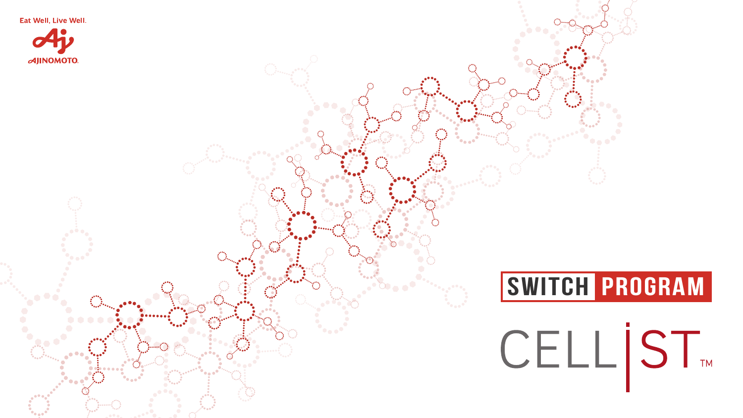Eat Well, Live Well.

AJINOMOTO.

# SWITCH PROGRAM

# CELLiST™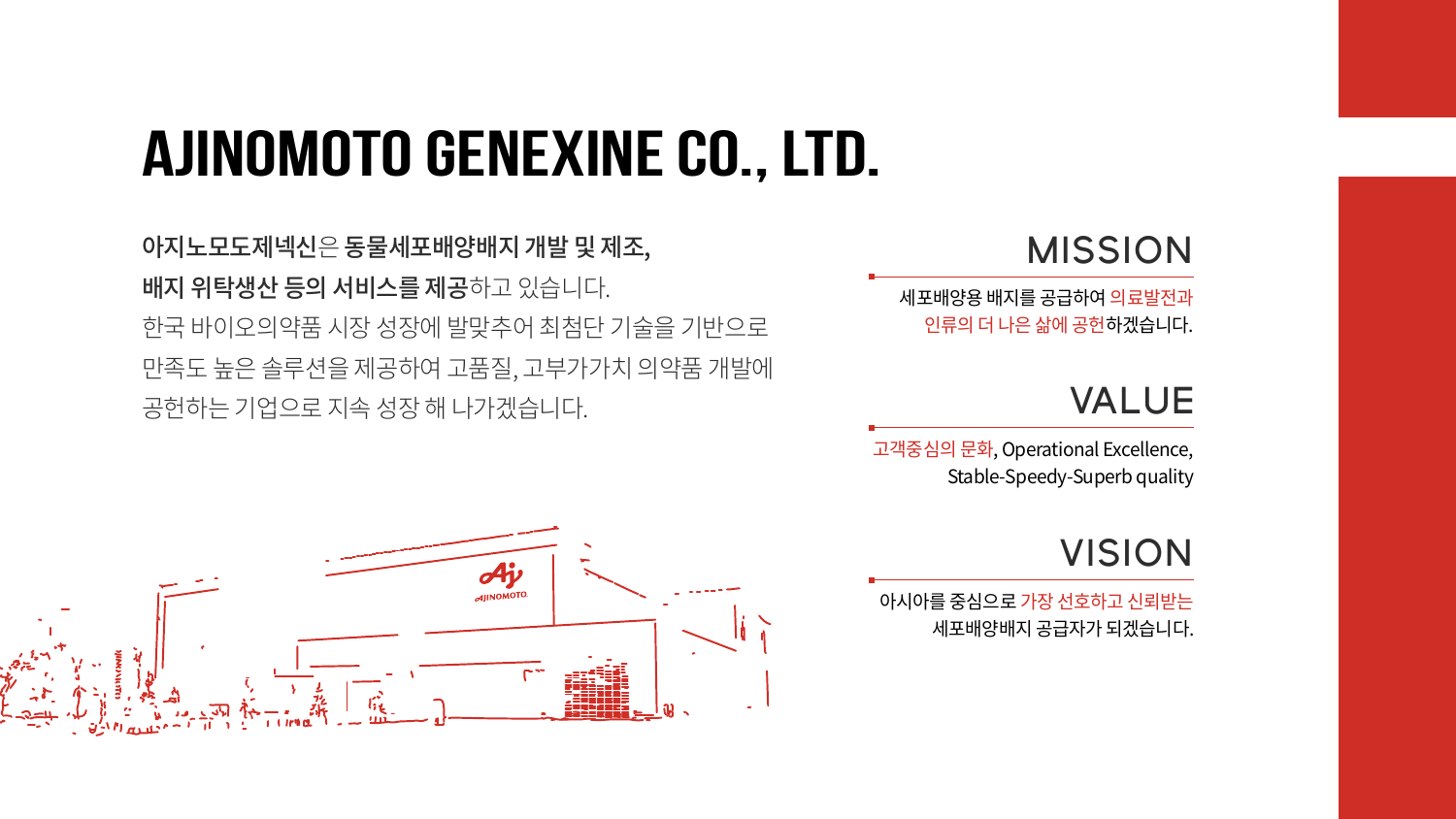# AJINOMOTO GENEXINE CO., LTD.

**아지노모도제넥신**은 **동물세포배양배지 개발 및 제조, 배지 위탁생산 등의 서비스를 제공**하고 있습니다.
한국 바이오의약품 시장 성장에 발맞추어 최첨단 기술을 기반으로 만족도 높은 솔루션을 제공하여 고품질, 고부가가치 의약품 개발에 공헌하는 기업으로 지속 성장 해 나가겠습니다.

## MISSION

세포배양용 배지를 공급하여 의료발전과 인류의 더 나은 삶에 공헌하겠습니다.

## VALUE

고객중심의 문화, Operational Excellence, Stable-Speedy-Superb quality

## VISION

아시아를 중심으로 가장 선호하고 신뢰받는 세포배양배지 공급자가 되겠습니다.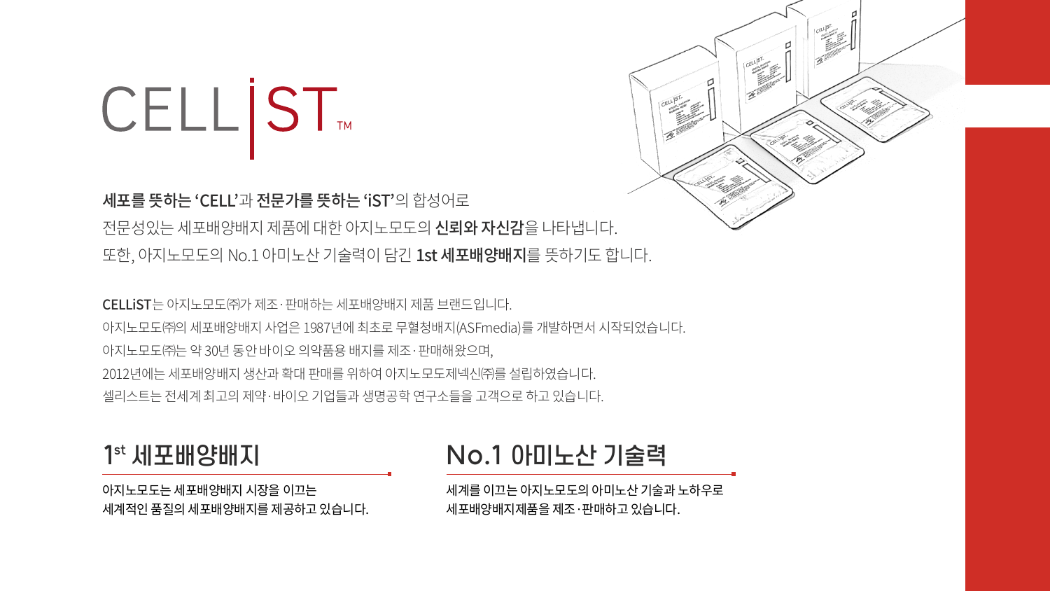# CELLiST™

**세포를 뜻하는 'CELL'**과 **전문가를 뜻하는 'iST'**의 합성어로
전문성있는 세포배양배지 제품에 대한 아지노모도의 **신뢰와 자신감**을 나타냅니다.
또한, 아지노모도의 No.1 아미노산 기술력이 담긴 **1st 세포배양배지**를 뜻하기도 합니다.

**CELLiST**는 아지노모도㈜가 제조·판매하는 세포배양배지 제품 브랜드입니다.
아지노모도㈜의 세포배양배지 사업은 1987년에 최초로 무혈청배지(ASFmedia)를 개발하면서 시작되었습니다.
아지노모도㈜는 약 30년 동안 바이오 의약품용 배지를 제조·판매해왔으며,
2012년에는 세포배양배지 생산과 확대 판매를 위하여 아지노모도제넥신㈜를 설립하였습니다.
셀리스트는 전세계 최고의 제약·바이오 기업들과 생명공학 연구소들을 고객으로 하고 있습니다.

## 1st 세포배양배지

아지노모도는 세포배양배지 시장을 이끄는
세계적인 품질의 세포배양배지를 제공하고 있습니다.

## No.1 아미노산 기술력

세계를 이끄는 아지노모도의 아미노산 기술과 노하우로
세포배양배지제품을 제조·판매하고 있습니다.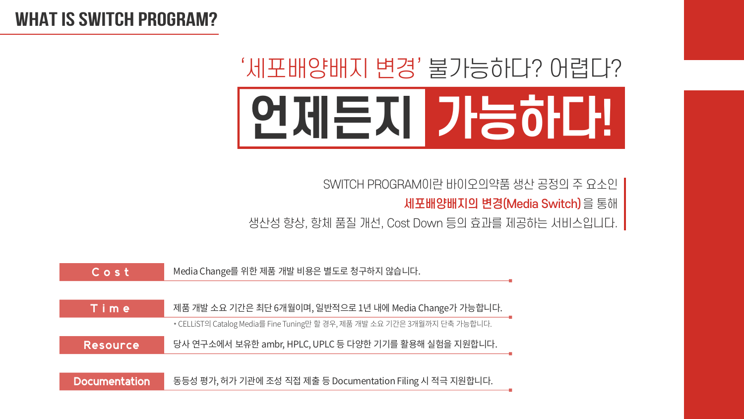# WHAT IS SWITCH PROGRAM?

## '세포배양배지 변경' 불가능하다? 어렵다?

# 언제든지 가능하다!

SWITCH PROGRAM이란 바이오의약품 생산 공정의 주 요소인
**세포배양배지의 변경(Media Switch)** 을 통해
생산성 향상, 항체 품질 개선, Cost Down 등의 효과를 제공하는 서비스입니다.

| | |
|---|---|
| **Cost** | Media Change를 위한 제품 개발 비용은 별도로 청구하지 않습니다. |
| **Time** | 제품 개발 소요 기간은 최단 6개월이며, 일반적으로 1년 내에 Media Change가 가능합니다.<br>* CELLiST의 Catalog Media를 Fine Tuning만 할 경우, 제품 개발 소요 기간은 3개월까지 단축 가능합니다. |
| **Resource** | 당사 연구소에서 보유한 ambr, HPLC, UPLC 등 다양한 기기를 활용해 실험을 지원합니다. |
| **Documentation** | 동등성 평가, 허가 기관에 조성 직접 제출 등 Documentation Filing 시 적극 지원합니다. |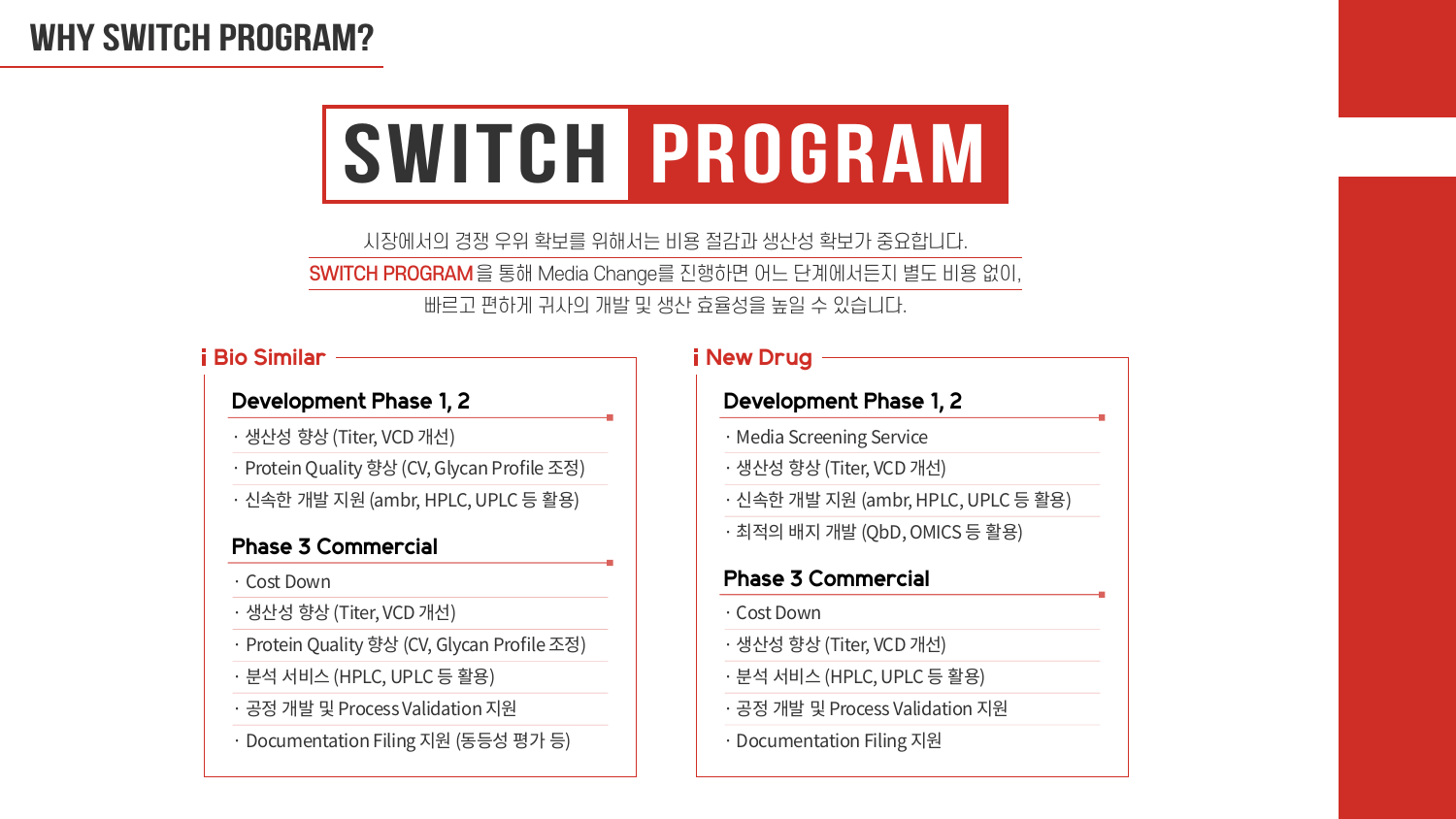# WHY SWITCH PROGRAM?

## SWITCH PROGRAM

시장에서의 경쟁 우위 확보를 위해서는 비용 절감과 생산성 확보가 중요합니다.

SWITCH PROGRAM을 통해 Media Change를 진행하면 어느 단계에서든지 별도 비용 없이,

빠르고 편하게 귀사의 개발 및 생산 효율성을 높일 수 있습니다.

### Bio Similar

#### Development Phase 1, 2

- 생산성 향상 (Titer, VCD 개선)
- Protein Quality 향상 (CV, Glycan Profile 조정)
- 신속한 개발 지원 (ambr, HPLC, UPLC 등 활용)

#### Phase 3 Commercial

- Cost Down
- 생산성 향상 (Titer, VCD 개선)
- Protein Quality 향상 (CV, Glycan Profile 조정)
- 분석 서비스 (HPLC, UPLC 등 활용)
- 공정 개발 및 Process Validation 지원
- Documentation Filing 지원 (동등성 평가 등)

### New Drug

#### Development Phase 1, 2

- Media Screening Service
- 생산성 향상 (Titer, VCD 개선)
- 신속한 개발 지원 (ambr, HPLC, UPLC 등 활용)
- 최적의 배지 개발 (QbD, OMICS 등 활용)

#### Phase 3 Commercial

- Cost Down
- 생산성 향상 (Titer, VCD 개선)
- 분석 서비스 (HPLC, UPLC 등 활용)
- 공정 개발 및 Process Validation 지원
- Documentation Filing 지원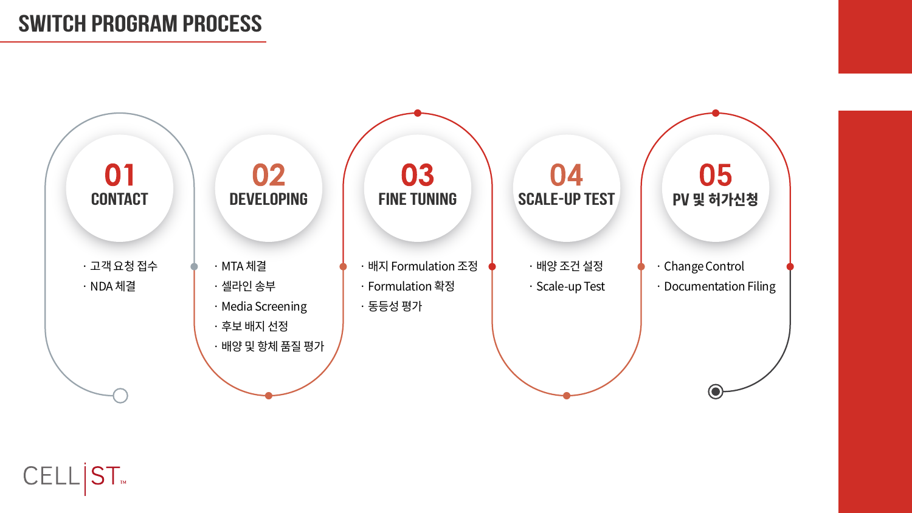# SWITCH PROGRAM PROCESS

## 01 CONTACT

- 고객 요청 접수
- NDA 체결

## 02 DEVELOPING

- MTA 체결
- 셀라인 송부
- Media Screening
- 후보 배지 선정
- 배양 및 항체 품질 평가

## 03 FINE TUNING

- 배지 Formulation 조정
- Formulation 확정
- 동등성 평가

## 04 SCALE-UP TEST

- 배양 조건 설정
- Scale-up Test

## 05 PV 및 허가신청

- Change Control
- Documentation Filing

CELL|ST™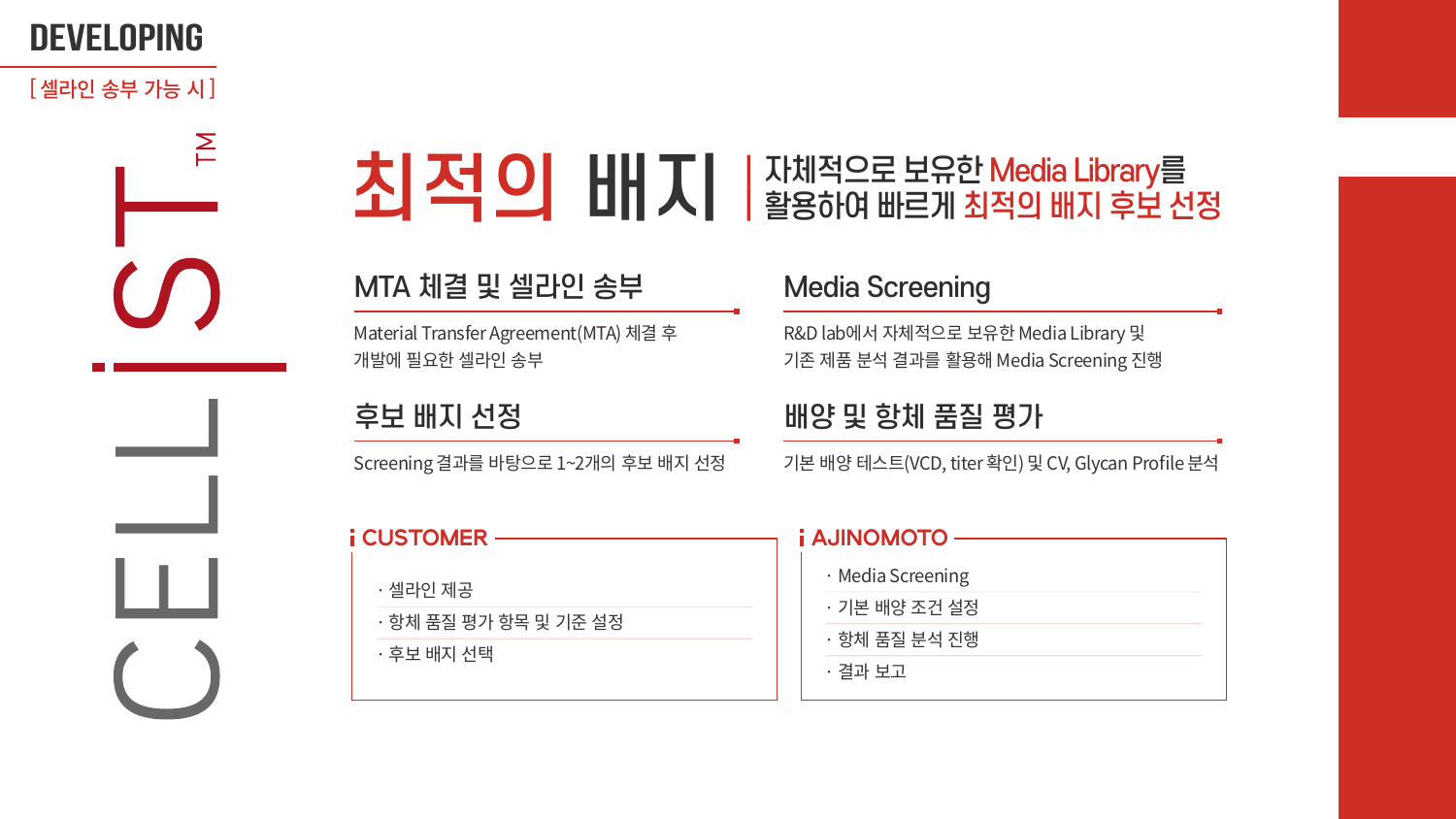# DEVELOPING

[ 셀라인 송부 가능 시 ]

CELLiST™

## 최적의 배지 | 자체적으로 보유한 Media Library를 활용하여 빠르게 최적의 배지 후보 선정

### MTA 체결 및 셀라인 송부

Material Transfer Agreement(MTA) 체결 후 개발에 필요한 셀라인 송부

### Media Screening

R&D lab에서 자체적으로 보유한 Media Library 및 기존 제품 분석 결과를 활용해 Media Screening 진행

### 후보 배지 선정

Screening 결과를 바탕으로 1~2개의 후보 배지 선정

### 배양 및 항체 품질 평가

기본 배양 테스트(VCD, titer 확인) 및 CV, Glycan Profile 분석

### CUSTOMER

- 셀라인 제공
- 항체 품질 평가 항목 및 기준 설정
- 후보 배지 선택

### AJINOMOTO

- Media Screening
- 기본 배양 조건 설정
- 항체 품질 분석 진행
- 결과 보고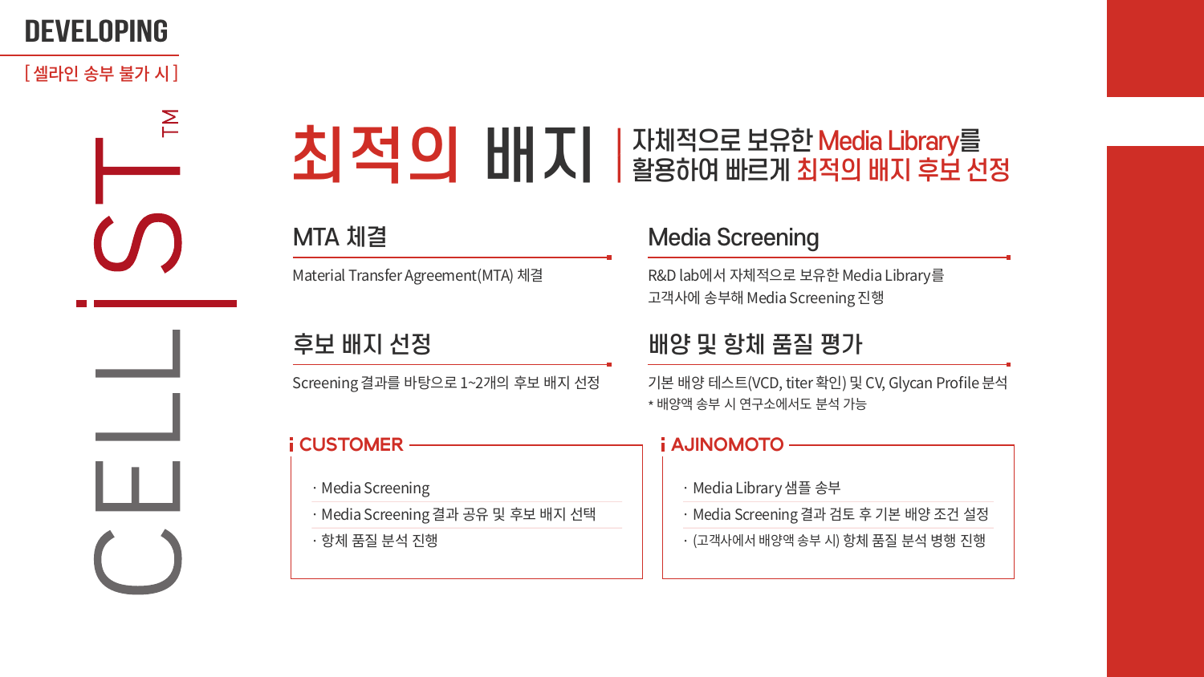DEVELOPING

[ 셀라인 송부 불가 시 ]

CELLiST™

# 최적의 배지

자체적으로 보유한 Media Library를 활용하여 빠르게 최적의 배지 후보 선정

## MTA 체결

Material Transfer Agreement(MTA) 체결

## Media Screening

R&D lab에서 자체적으로 보유한 Media Library를 고객사에 송부해 Media Screening 진행

## 후보 배지 선정

Screening 결과를 바탕으로 1~2개의 후보 배지 선정

## 배양 및 항체 품질 평가

기본 배양 테스트(VCD, titer 확인) 및 CV, Glycan Profile 분석

* 배양액 송부 시 연구소에서도 분석 가능

### CUSTOMER

· Media Screening
· Media Screening 결과 공유 및 후보 배지 선택
· 항체 품질 분석 진행

### AJINOMOTO

· Media Library 샘플 송부
· Media Screening 결과 검토 후 기본 배양 조건 설정
· (고객사에서 배양액 송부 시) 항체 품질 분석 병행 진행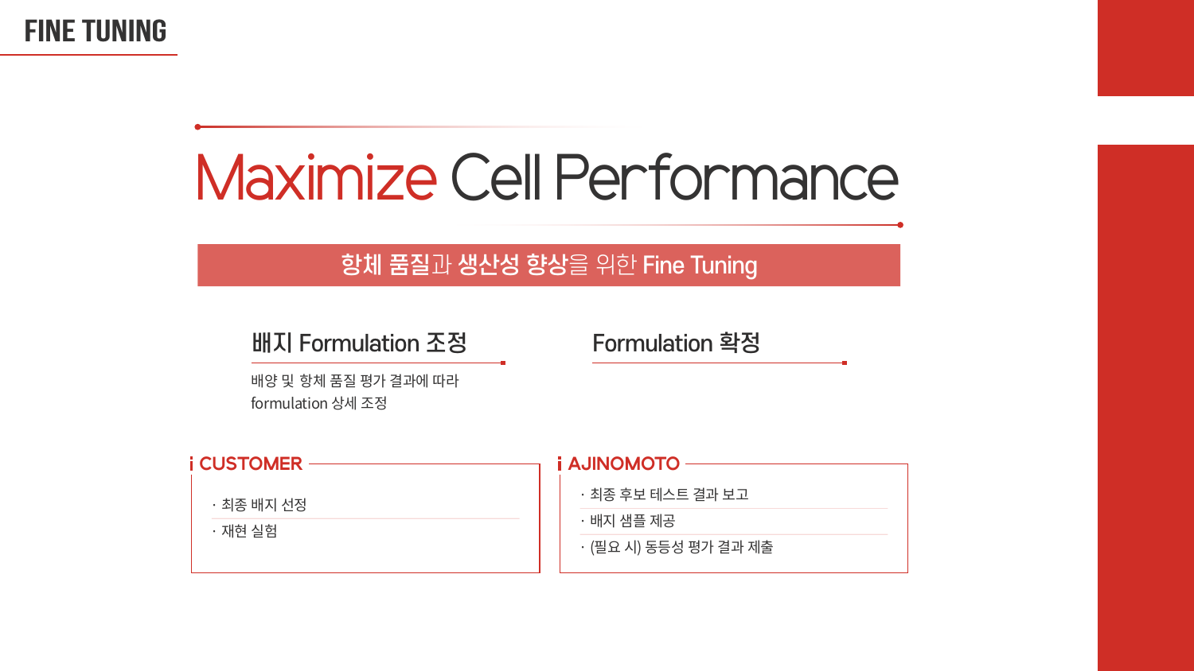# FINE TUNING

## Maximize Cell Performance

**항체 품질과 생산성 향상을 위한 Fine Tuning**

### 배지 Formulation 조정

배양 및 항체 품질 평가 결과에 따라
formulation 상세 조정

### Formulation 확정

#### CUSTOMER

- 최종 배지 선정
- 재현 실험

#### AJINOMOTO

- 최종 후보 테스트 결과 보고
- 배지 샘플 제공
- (필요 시) 동등성 평가 결과 제출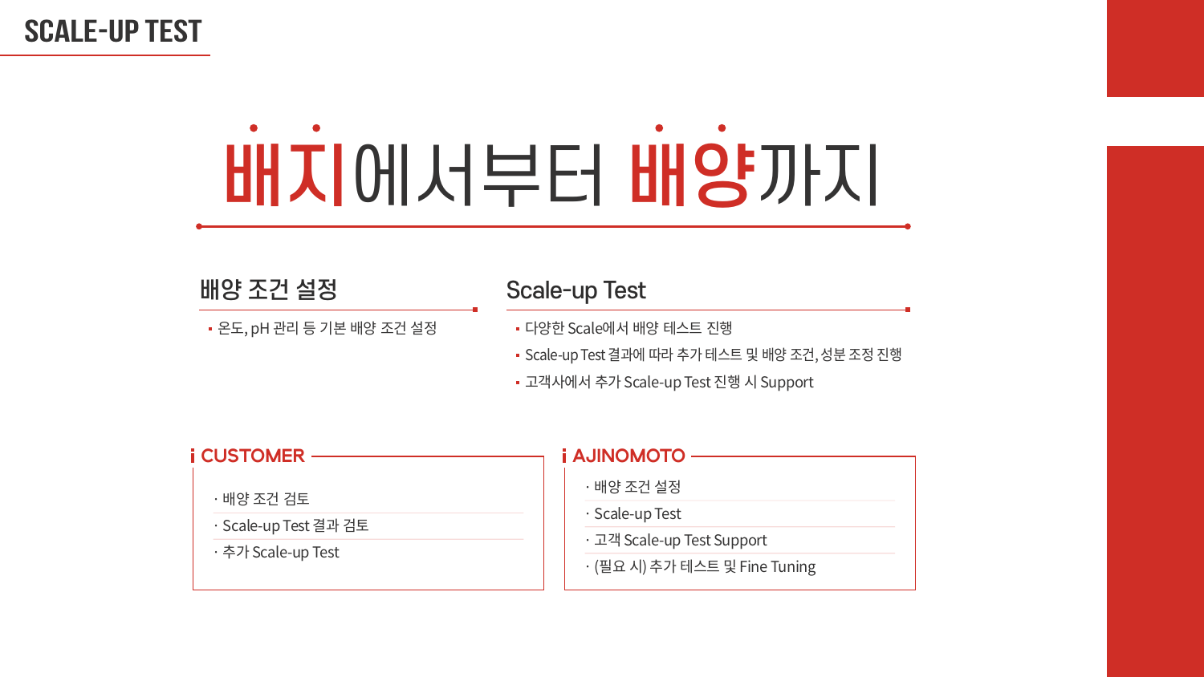# SCALE-UP TEST

## 배지에서부터 배양까지

### 배양 조건 설정

- 온도, pH 관리 등 기본 배양 조건 설정

### Scale-up Test

- 다양한 Scale에서 배양 테스트 진행
- Scale-up Test 결과에 따라 추가 테스트 및 배양 조건, 성분 조정 진행
- 고객사에서 추가 Scale-up Test 진행 시 Support

### CUSTOMER

- 배양 조건 검토
- Scale-up Test 결과 검토
- 추가 Scale-up Test

### AJINOMOTO

- 배양 조건 설정
- Scale-up Test
- 고객 Scale-up Test Support
- (필요 시) 추가 테스트 및 Fine Tuning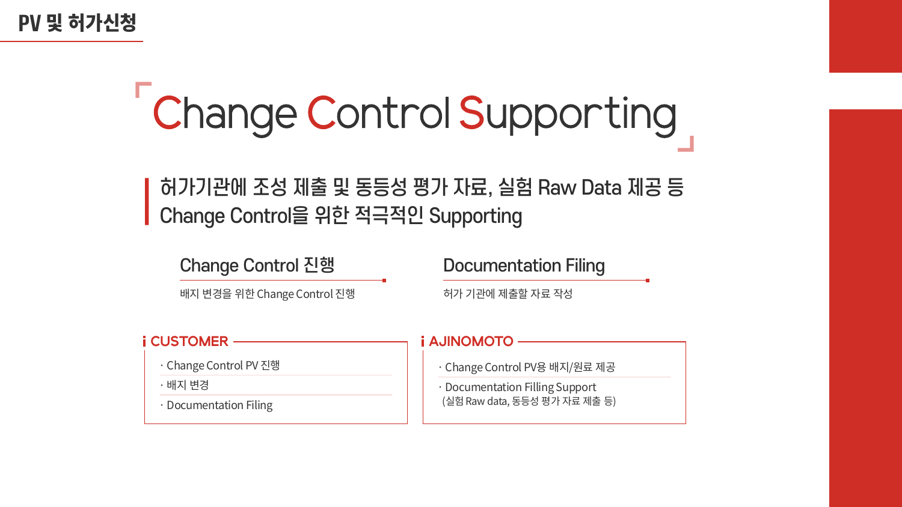# PV 및 허가신청

## Change Control Supporting

**허가기관에 조성 제출 및 동등성 평가 자료, 실험 Raw Data 제공 등 Change Control을 위한 적극적인 Supporting**

### Change Control 진행

배지 변경을 위한 Change Control 진행

### Documentation Filing

허가 기관에 제출할 자료 작성

#### CUSTOMER

- Change Control PV 진행
- 배지 변경
- Documentation Filing

#### AJINOMOTO

- Change Control PV용 배지/원료 제공
- Documentation Filling Support (실험 Raw data, 동등성 평가 자료 제출 등)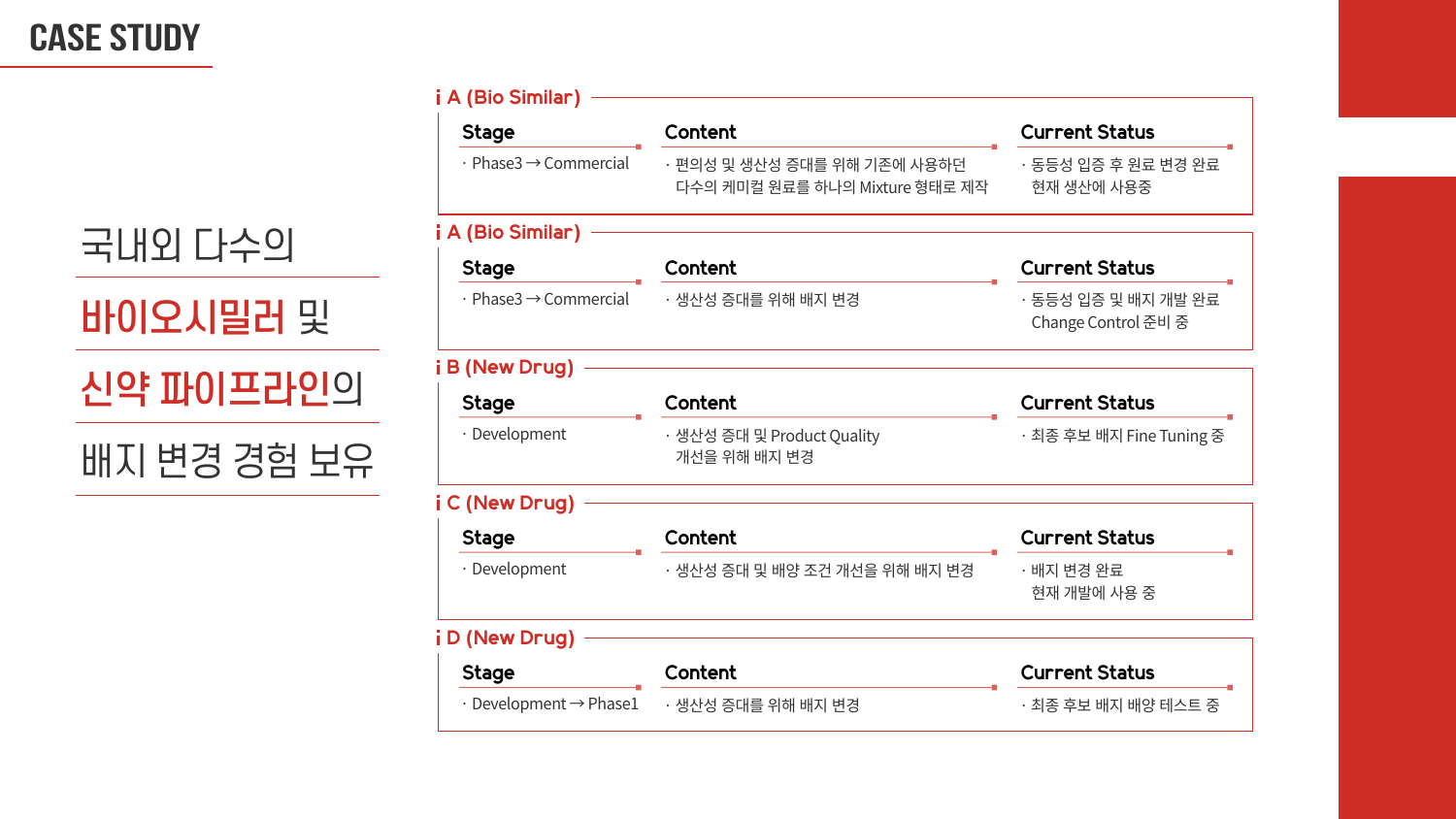# CASE STUDY

국내외 다수의

**바이오시밀러** 및

**신약 파이프라인**의

배지 변경 경험 보유

### i A (Bio Similar)

| Stage | Content | Current Status |
| --- | --- | --- |
| · Phase3 → Commercial | · 편의성 및 생산성 증대를 위해 기존에 사용하던 다수의 케미컬 원료를 하나의 Mixture 형태로 제작 | · 동등성 입증 후 원료 변경 완료 현재 생산에 사용중 |

### i A (Bio Similar)

| Stage | Content | Current Status |
| --- | --- | --- |
| · Phase3 → Commercial | · 생산성 증대를 위해 배지 변경 | · 동등성 입증 및 배지 개발 완료 Change Control 준비 중 |

### i B (New Drug)

| Stage | Content | Current Status |
| --- | --- | --- |
| · Development | · 생산성 증대 및 Product Quality 개선을 위해 배지 변경 | · 최종 후보 배지 Fine Tuning 중 |

### i C (New Drug)

| Stage | Content | Current Status |
| --- | --- | --- |
| · Development | · 생산성 증대 및 배양 조건 개선을 위해 배지 변경 | · 배지 변경 완료 현재 개발에 사용 중 |

### i D (New Drug)

| Stage | Content | Current Status |
| --- | --- | --- |
| · Development → Phase1 | · 생산성 증대를 위해 배지 변경 | · 최종 후보 배지 배양 테스트 중 |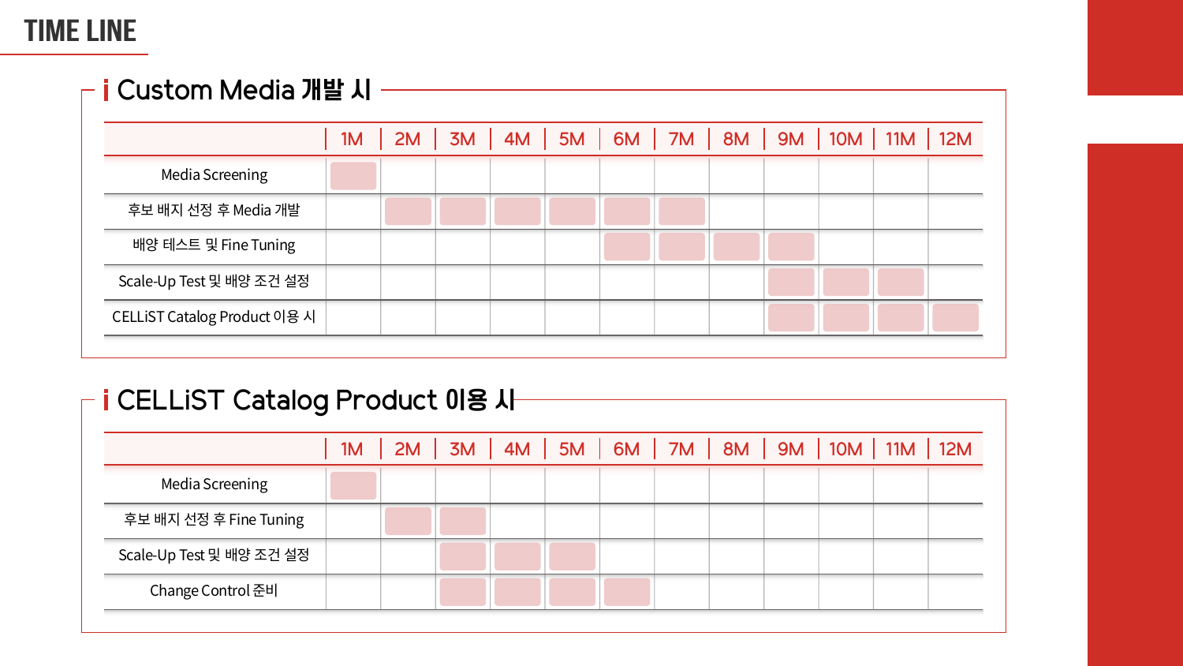# TIME LINE

## Custom Media 개발 시

| | 1M | 2M | 3M | 4M | 5M | 6M | 7M | 8M | 9M | 10M | 11M | 12M |
|---|---|---|---|---|---|---|---|---|---|---|---|---|
| Media Screening | ■ | | | | | | | | | | | |
| 후보 배지 선정 후 Media 개발 | | ■ | ■ | ■ | ■ | ■ | ■ | | | | | |
| 배양 테스트 및 Fine Tuning | | | | | | ■ | ■ | ■ | ■ | | | |
| Scale-Up Test 및 배양 조건 설정 | | | | | | | | | ■ | ■ | ■ | |
| CELLiST Catalog Product 이용 시 | | | | | | | | | ■ | ■ | ■ | ■ |

## CELLiST Catalog Product 이용 시

| | 1M | 2M | 3M | 4M | 5M | 6M | 7M | 8M | 9M | 10M | 11M | 12M |
|---|---|---|---|---|---|---|---|---|---|---|---|---|
| Media Screening | ■ | | | | | | | | | | | |
| 후보 배지 선정 후 Fine Tuning | | ■ | ■ | | | | | | | | | |
| Scale-Up Test 및 배양 조건 설정 | | | ■ | ■ | ■ | | | | | | | |
| Change Control 준비 | | | ■ | ■ | ■ | ■ | | | | | | |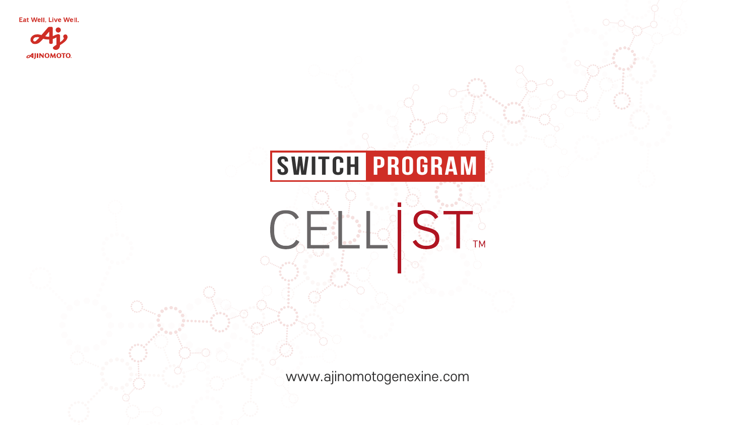Eat Well, Live Well.

AJINOMOTO.

# SWITCH PROGRAM

CELLiST™

www.ajinomotogenexine.com